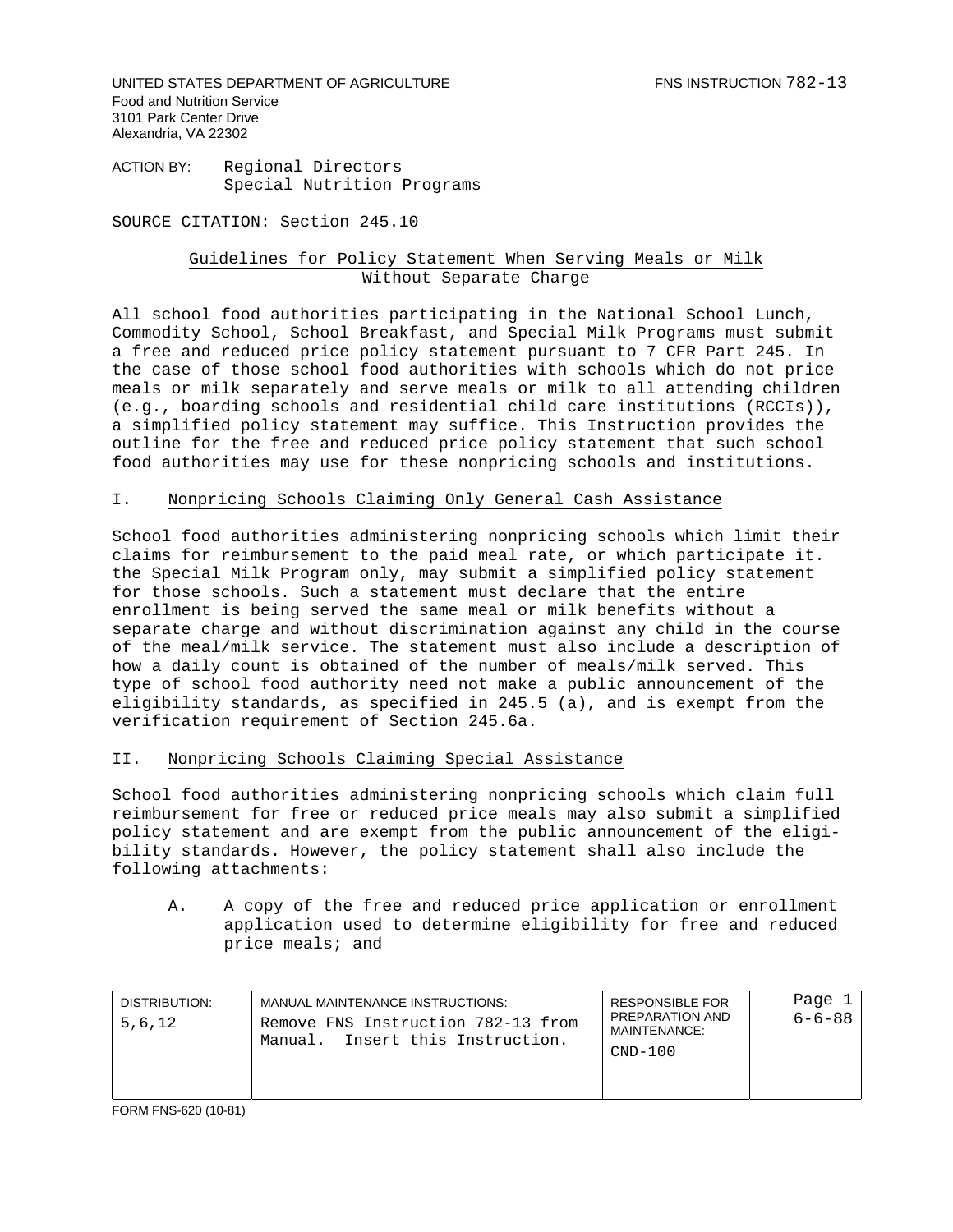UNITED STATES DEPARTMENT OF AGRICULTURE
Food and Nutrition Service
3101 Park Center Drive
Alexandria, VA 22302

FNS INSTRUCTION 782-13

ACTION BY: Regional Directors
Special Nutrition Programs

SOURCE CITATION: Section 245.10

## Guidelines for Policy Statement When Serving Meals or Milk Without Separate Charge

All school food authorities participating in the National School Lunch, Commodity School, School Breakfast, and Special Milk Programs must submit a free and reduced price policy statement pursuant to 7 CFR Part 245. In the case of those school food authorities with schools which do not price meals or milk separately and serve meals or milk to all attending children (e.g., boarding schools and residential child care institutions (RCCIs)), a simplified policy statement may suffice. This Instruction provides the outline for the free and reduced price policy statement that such school food authorities may use for these nonpricing schools and institutions.

### I. Nonpricing Schools Claiming Only General Cash Assistance

School food authorities administering nonpricing schools which limit their claims for reimbursement to the paid meal rate, or which participate it. the Special Milk Program only, may submit a simplified policy statement for those schools. Such a statement must declare that the entire enrollment is being served the same meal or milk benefits without a separate charge and without discrimination against any child in the course of the meal/milk service. The statement must also include a description of how a daily count is obtained of the number of meals/milk served. This type of school food authority need not make a public announcement of the eligibility standards, as specified in 245.5 (a), and is exempt from the verification requirement of Section 245.6a.

### II. Nonpricing Schools Claiming Special Assistance

School food authorities administering nonpricing schools which claim full reimbursement for free or reduced price meals may also submit a simplified policy statement and are exempt from the public announcement of the eligibility standards. However, the policy statement shall also include the following attachments:

A. A copy of the free and reduced price application or enrollment application used to determine eligibility for free and reduced price meals; and

| DISTRIBUTION: | MANUAL MAINTENANCE INSTRUCTIONS: | RESPONSIBLE FOR PREPARATION AND MAINTENANCE: | Page 1 |
|---|---|---|---|
| 5,6,12 | Remove FNS Instruction 782-13 from Manual. Insert this Instruction. | CND-100 | 6-6-88 |

FORM FNS-620 (10-81)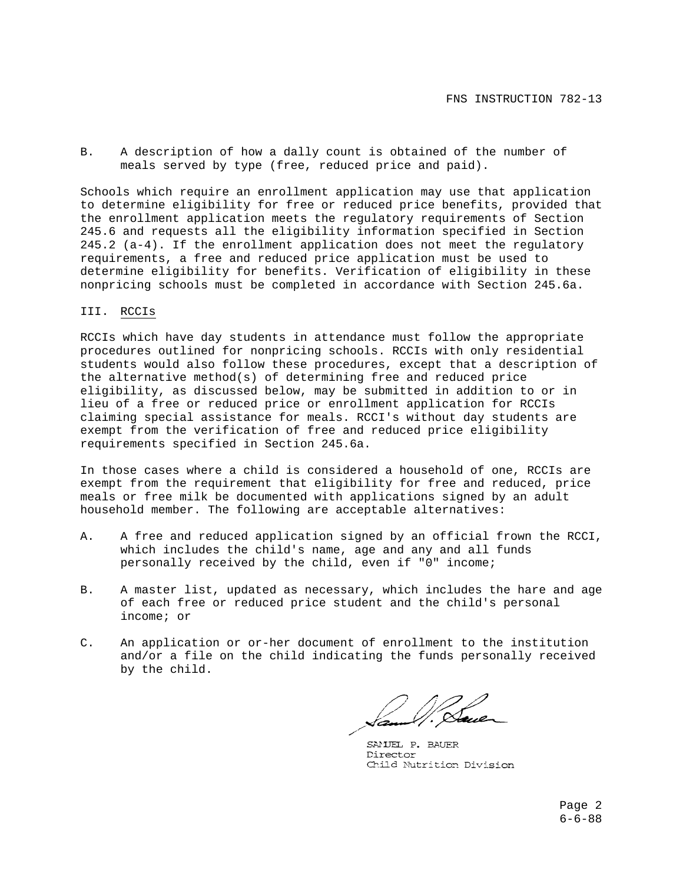B. A description of how a dally count is obtained of the number of meals served by type (free, reduced price and paid).

Schools which require an enrollment application may use that application to determine eligibility for free or reduced price benefits, provided that the enrollment application meets the regulatory requirements of Section 245.6 and requests all the eligibility information specified in Section 245.2 (a-4). If the enrollment application does not meet the regulatory requirements, a free and reduced price application must be used to determine eligibility for benefits. Verification of eligibility in these nonpricing schools must be completed in accordance with Section 245.6a.

## III. RCCIs

RCCIs which have day students in attendance must follow the appropriate procedures outlined for nonpricing schools. RCCIs with only residential students would also follow these procedures, except that a description of the alternative method(s) of determining free and reduced price eligibility, as discussed below, may be submitted in addition to or in lieu of a free or reduced price or enrollment application for RCCIs claiming special assistance for meals. RCCI's without day students are exempt from the verification of free and reduced price eligibility requirements specified in Section 245.6a.

In those cases where a child is considered a household of one, RCCIs are exempt from the requirement that eligibility for free and reduced, price meals or free milk be documented with applications signed by an adult household member. The following are acceptable alternatives:

A. A free and reduced application signed by an official frown the RCCI, which includes the child's name, age and any and all funds personally received by the child, even if "0" income;

B. A master list, updated as necessary, which includes the hare and age of each free or reduced price student and the child's personal income; or

C. An application or or-her document of enrollment to the institution and/or a file on the child indicating the funds personally received by the child.

SAMUEL P. BAUER
Director
Child Nutrition Division

6-6-88